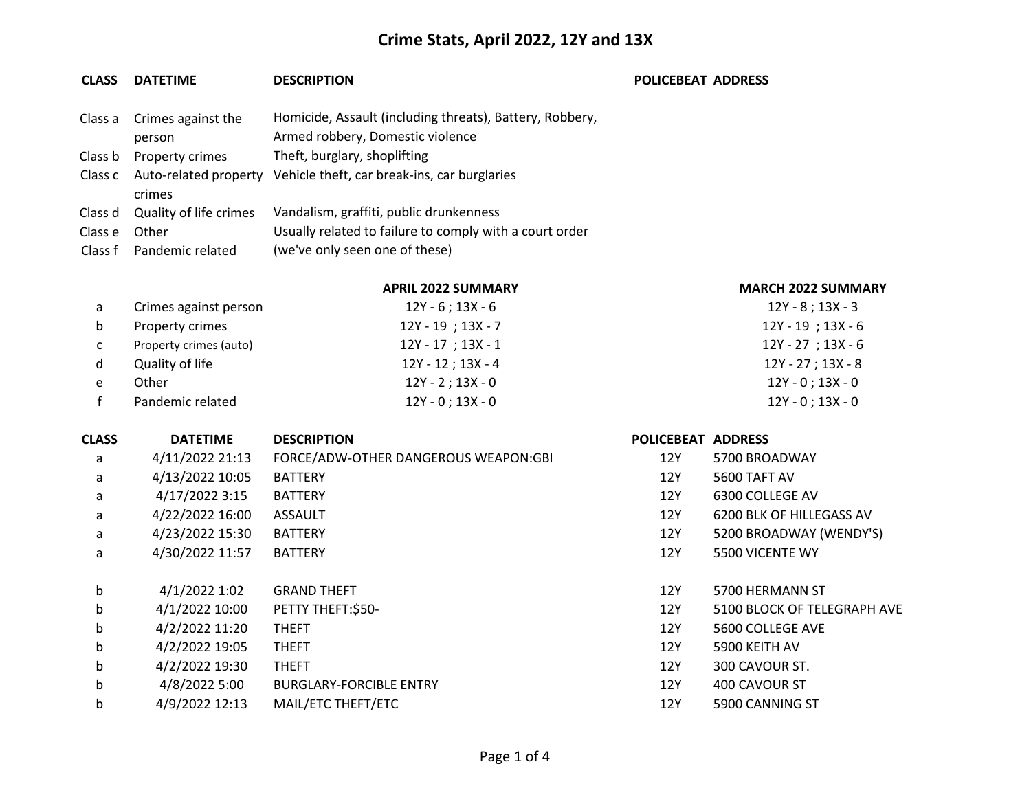# Crime Stats, April 2022, 12Y and 13X

| CLASS | DATETIME | DESCRIPTION | POLICEBEAT | ADDRESS |
|---|---|---|---|---|
| Class a | Crimes against the person | Homicide, Assault (including threats), Battery, Robbery, Armed robbery, Domestic violence | | |
| Class b | Property crimes | Theft, burglary, shoplifting | | |
| Class c | Auto-related property crimes | Vehicle theft, car break-ins, car burglaries | | |
| Class d | Quality of life crimes | Vandalism, graffiti, public drunkenness | | |
| Class e | Other | Usually related to failure to comply with a court order | | |
| Class f | Pandemic related | (we've only seen one of these) | | |

| | | APRIL 2022 SUMMARY | MARCH 2022 SUMMARY |
|---|---|---|---|
| a | Crimes against person | 12Y - 6 ; 13X - 6 | 12Y - 8 ; 13X - 3 |
| b | Property crimes | 12Y - 19 ; 13X - 7 | 12Y - 19 ; 13X - 6 |
| c | Property crimes (auto) | 12Y - 17 ; 13X - 1 | 12Y - 27 ; 13X - 6 |
| d | Quality of life | 12Y - 12 ; 13X - 4 | 12Y - 27 ; 13X - 8 |
| e | Other | 12Y - 2 ; 13X - 0 | 12Y - 0 ; 13X - 0 |
| f | Pandemic related | 12Y - 0 ; 13X - 0 | 12Y - 0 ; 13X - 0 |

| CLASS | DATETIME | DESCRIPTION | POLICEBEAT | ADDRESS |
|---|---|---|---|---|
| a | 4/11/2022 21:13 | FORCE/ADW-OTHER DANGEROUS WEAPON:GBI | 12Y | 5700 BROADWAY |
| a | 4/13/2022 10:05 | BATTERY | 12Y | 5600 TAFT AV |
| a | 4/17/2022 3:15 | BATTERY | 12Y | 6300 COLLEGE AV |
| a | 4/22/2022 16:00 | ASSAULT | 12Y | 6200 BLK OF HILLEGASS AV |
| a | 4/23/2022 15:30 | BATTERY | 12Y | 5200 BROADWAY (WENDY'S) |
| a | 4/30/2022 11:57 | BATTERY | 12Y | 5500 VICENTE WY |
| | | | | |
| b | 4/1/2022 1:02 | GRAND THEFT | 12Y | 5700 HERMANN ST |
| b | 4/1/2022 10:00 | PETTY THEFT:$50- | 12Y | 5100 BLOCK OF TELEGRAPH AVE |
| b | 4/2/2022 11:20 | THEFT | 12Y | 5600 COLLEGE AVE |
| b | 4/2/2022 19:05 | THEFT | 12Y | 5900 KEITH AV |
| b | 4/2/2022 19:30 | THEFT | 12Y | 300 CAVOUR ST. |
| b | 4/8/2022 5:00 | BURGLARY-FORCIBLE ENTRY | 12Y | 400 CAVOUR ST |
| b | 4/9/2022 12:13 | MAIL/ETC THEFT/ETC | 12Y | 5900 CANNING ST |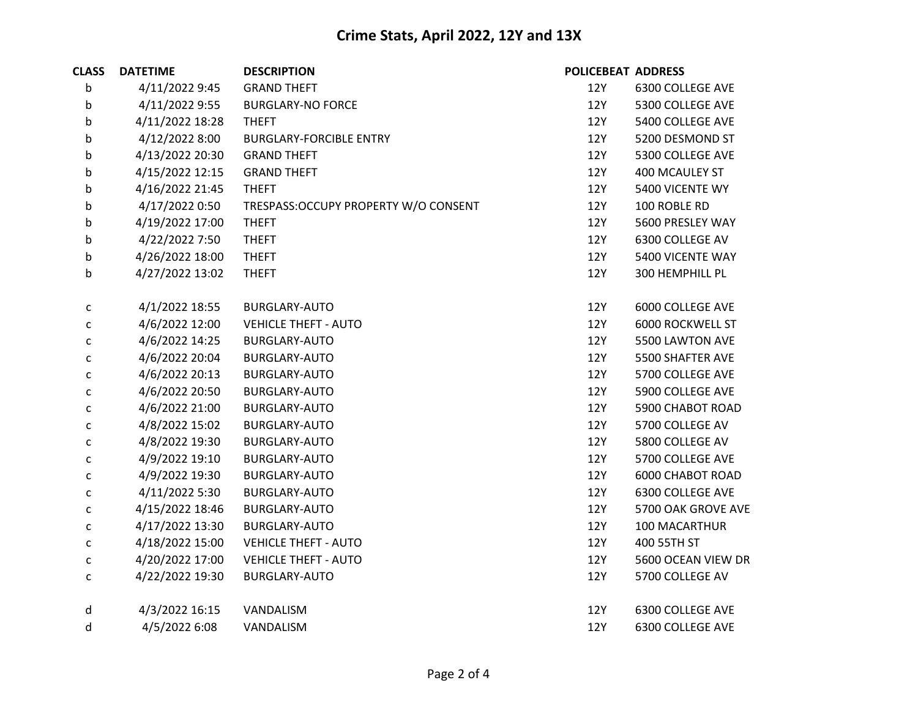# Crime Stats, April 2022, 12Y and 13X

| CLASS | DATETIME | DESCRIPTION | POLICEBEAT | ADDRESS |
|---|---|---|---|---|
| b | 4/11/2022 9:45 | GRAND THEFT | 12Y | 6300 COLLEGE AVE |
| b | 4/11/2022 9:55 | BURGLARY-NO FORCE | 12Y | 5300 COLLEGE AVE |
| b | 4/11/2022 18:28 | THEFT | 12Y | 5400 COLLEGE AVE |
| b | 4/12/2022 8:00 | BURGLARY-FORCIBLE ENTRY | 12Y | 5200 DESMOND ST |
| b | 4/13/2022 20:30 | GRAND THEFT | 12Y | 5300 COLLEGE AVE |
| b | 4/15/2022 12:15 | GRAND THEFT | 12Y | 400 MCAULEY ST |
| b | 4/16/2022 21:45 | THEFT | 12Y | 5400 VICENTE WY |
| b | 4/17/2022 0:50 | TRESPASS:OCCUPY PROPERTY W/O CONSENT | 12Y | 100 ROBLE RD |
| b | 4/19/2022 17:00 | THEFT | 12Y | 5600 PRESLEY WAY |
| b | 4/22/2022 7:50 | THEFT | 12Y | 6300 COLLEGE AV |
| b | 4/26/2022 18:00 | THEFT | 12Y | 5400 VICENTE WAY |
| b | 4/27/2022 13:02 | THEFT | 12Y | 300 HEMPHILL PL |
| c | 4/1/2022 18:55 | BURGLARY-AUTO | 12Y | 6000 COLLEGE AVE |
| c | 4/6/2022 12:00 | VEHICLE THEFT - AUTO | 12Y | 6000 ROCKWELL ST |
| c | 4/6/2022 14:25 | BURGLARY-AUTO | 12Y | 5500 LAWTON AVE |
| c | 4/6/2022 20:04 | BURGLARY-AUTO | 12Y | 5500 SHAFTER AVE |
| c | 4/6/2022 20:13 | BURGLARY-AUTO | 12Y | 5700 COLLEGE AVE |
| c | 4/6/2022 20:50 | BURGLARY-AUTO | 12Y | 5900 COLLEGE AVE |
| c | 4/6/2022 21:00 | BURGLARY-AUTO | 12Y | 5900 CHABOT ROAD |
| c | 4/8/2022 15:02 | BURGLARY-AUTO | 12Y | 5700 COLLEGE AV |
| c | 4/8/2022 19:30 | BURGLARY-AUTO | 12Y | 5800 COLLEGE AV |
| c | 4/9/2022 19:10 | BURGLARY-AUTO | 12Y | 5700 COLLEGE AVE |
| c | 4/9/2022 19:30 | BURGLARY-AUTO | 12Y | 6000 CHABOT ROAD |
| c | 4/11/2022 5:30 | BURGLARY-AUTO | 12Y | 6300 COLLEGE AVE |
| c | 4/15/2022 18:46 | BURGLARY-AUTO | 12Y | 5700 OAK GROVE AVE |
| c | 4/17/2022 13:30 | BURGLARY-AUTO | 12Y | 100 MACARTHUR |
| c | 4/18/2022 15:00 | VEHICLE THEFT - AUTO | 12Y | 400 55TH ST |
| c | 4/20/2022 17:00 | VEHICLE THEFT - AUTO | 12Y | 5600 OCEAN VIEW DR |
| c | 4/22/2022 19:30 | BURGLARY-AUTO | 12Y | 5700 COLLEGE AV |
| d | 4/3/2022 16:15 | VANDALISM | 12Y | 6300 COLLEGE AVE |
| d | 4/5/2022 6:08 | VANDALISM | 12Y | 6300 COLLEGE AVE |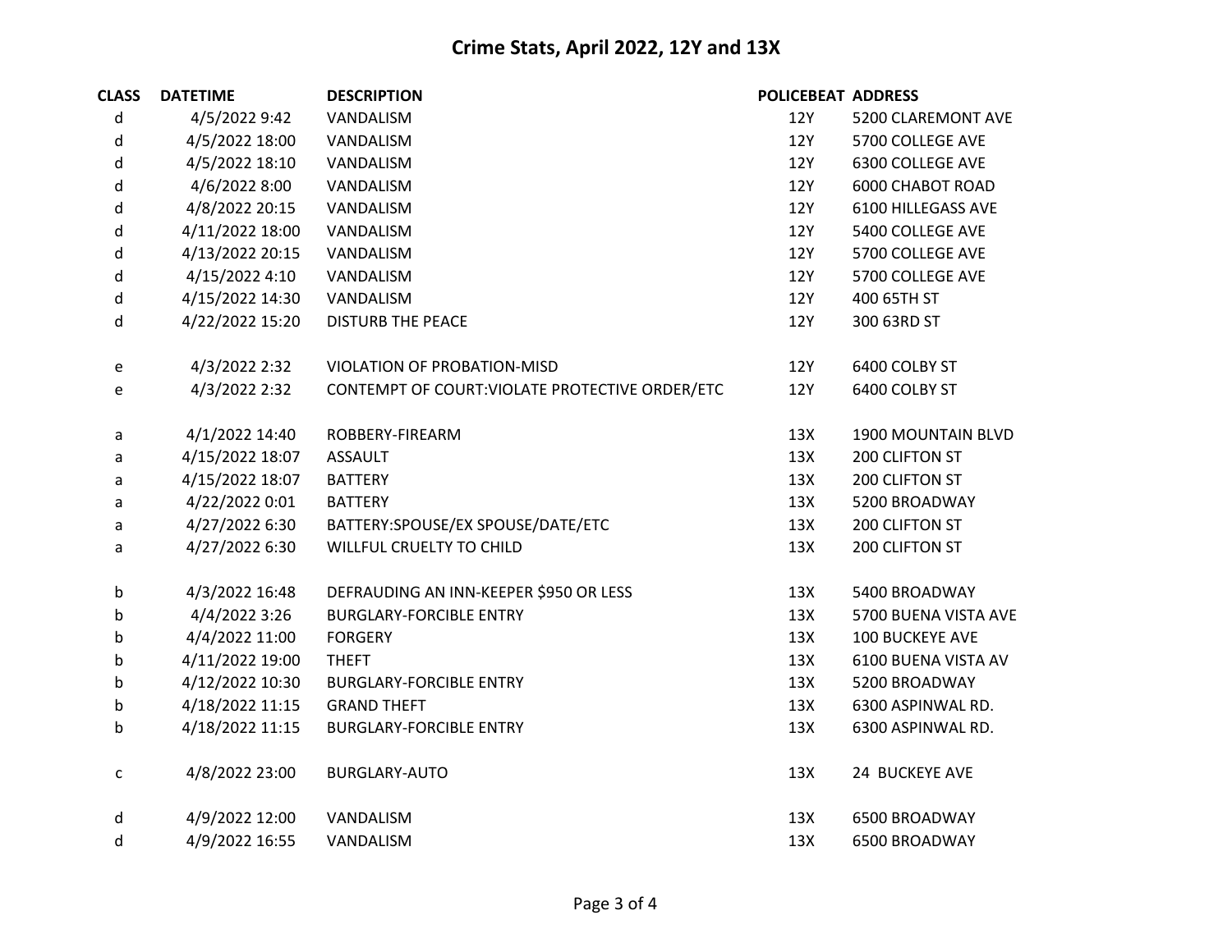# Crime Stats, April 2022, 12Y and 13X

| CLASS | DATETIME | DESCRIPTION | POLICEBEAT | ADDRESS |
|---|---|---|---|---|
| d | 4/5/2022 9:42 | VANDALISM | 12Y | 5200 CLAREMONT AVE |
| d | 4/5/2022 18:00 | VANDALISM | 12Y | 5700 COLLEGE AVE |
| d | 4/5/2022 18:10 | VANDALISM | 12Y | 6300 COLLEGE AVE |
| d | 4/6/2022 8:00 | VANDALISM | 12Y | 6000 CHABOT ROAD |
| d | 4/8/2022 20:15 | VANDALISM | 12Y | 6100 HILLEGASS AVE |
| d | 4/11/2022 18:00 | VANDALISM | 12Y | 5400 COLLEGE AVE |
| d | 4/13/2022 20:15 | VANDALISM | 12Y | 5700 COLLEGE AVE |
| d | 4/15/2022 4:10 | VANDALISM | 12Y | 5700 COLLEGE AVE |
| d | 4/15/2022 14:30 | VANDALISM | 12Y | 400 65TH ST |
| d | 4/22/2022 15:20 | DISTURB THE PEACE | 12Y | 300 63RD ST |
| | | | | |
| e | 4/3/2022 2:32 | VIOLATION OF PROBATION-MISD | 12Y | 6400 COLBY ST |
| e | 4/3/2022 2:32 | CONTEMPT OF COURT:VIOLATE PROTECTIVE ORDER/ETC | 12Y | 6400 COLBY ST |
| | | | | |
| a | 4/1/2022 14:40 | ROBBERY-FIREARM | 13X | 1900 MOUNTAIN BLVD |
| a | 4/15/2022 18:07 | ASSAULT | 13X | 200 CLIFTON ST |
| a | 4/15/2022 18:07 | BATTERY | 13X | 200 CLIFTON ST |
| a | 4/22/2022 0:01 | BATTERY | 13X | 5200 BROADWAY |
| a | 4/27/2022 6:30 | BATTERY:SPOUSE/EX SPOUSE/DATE/ETC | 13X | 200 CLIFTON ST |
| a | 4/27/2022 6:30 | WILLFUL CRUELTY TO CHILD | 13X | 200 CLIFTON ST |
| | | | | |
| b | 4/3/2022 16:48 | DEFRAUDING AN INN-KEEPER $950 OR LESS | 13X | 5400 BROADWAY |
| b | 4/4/2022 3:26 | BURGLARY-FORCIBLE ENTRY | 13X | 5700 BUENA VISTA AVE |
| b | 4/4/2022 11:00 | FORGERY | 13X | 100 BUCKEYE AVE |
| b | 4/11/2022 19:00 | THEFT | 13X | 6100 BUENA VISTA AV |
| b | 4/12/2022 10:30 | BURGLARY-FORCIBLE ENTRY | 13X | 5200 BROADWAY |
| b | 4/18/2022 11:15 | GRAND THEFT | 13X | 6300 ASPINWAL RD. |
| b | 4/18/2022 11:15 | BURGLARY-FORCIBLE ENTRY | 13X | 6300 ASPINWAL RD. |
| | | | | |
| c | 4/8/2022 23:00 | BURGLARY-AUTO | 13X | 24 BUCKEYE AVE |
| | | | | |
| d | 4/9/2022 12:00 | VANDALISM | 13X | 6500 BROADWAY |
| d | 4/9/2022 16:55 | VANDALISM | 13X | 6500 BROADWAY |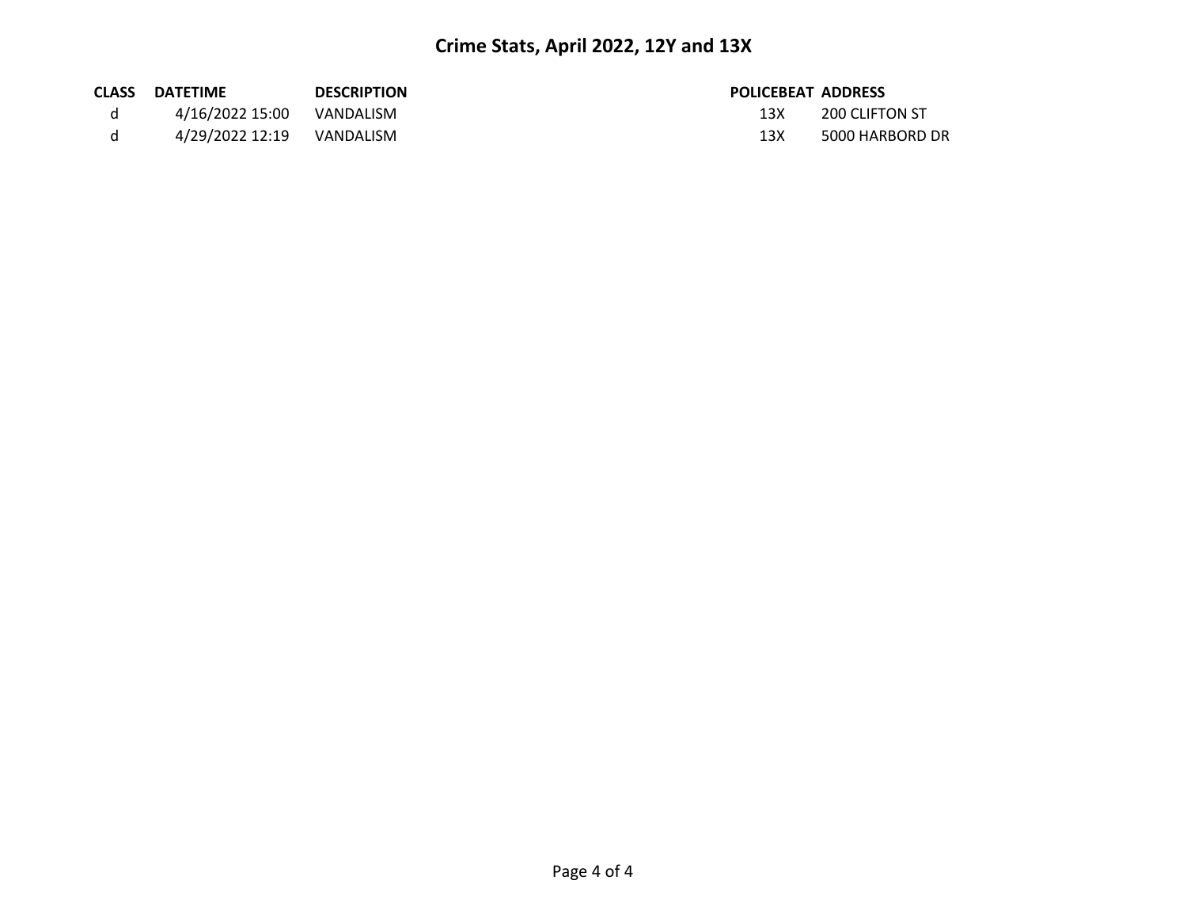# Crime Stats, April 2022, 12Y and 13X

| CLASS | DATETIME | DESCRIPTION | POLICEBEAT | ADDRESS |
|---|---|---|---|---|
| d | 4/16/2022 15:00 | VANDALISM | 13X | 200 CLIFTON ST |
| d | 4/29/2022 12:19 | VANDALISM | 13X | 5000 HARBORD DR |